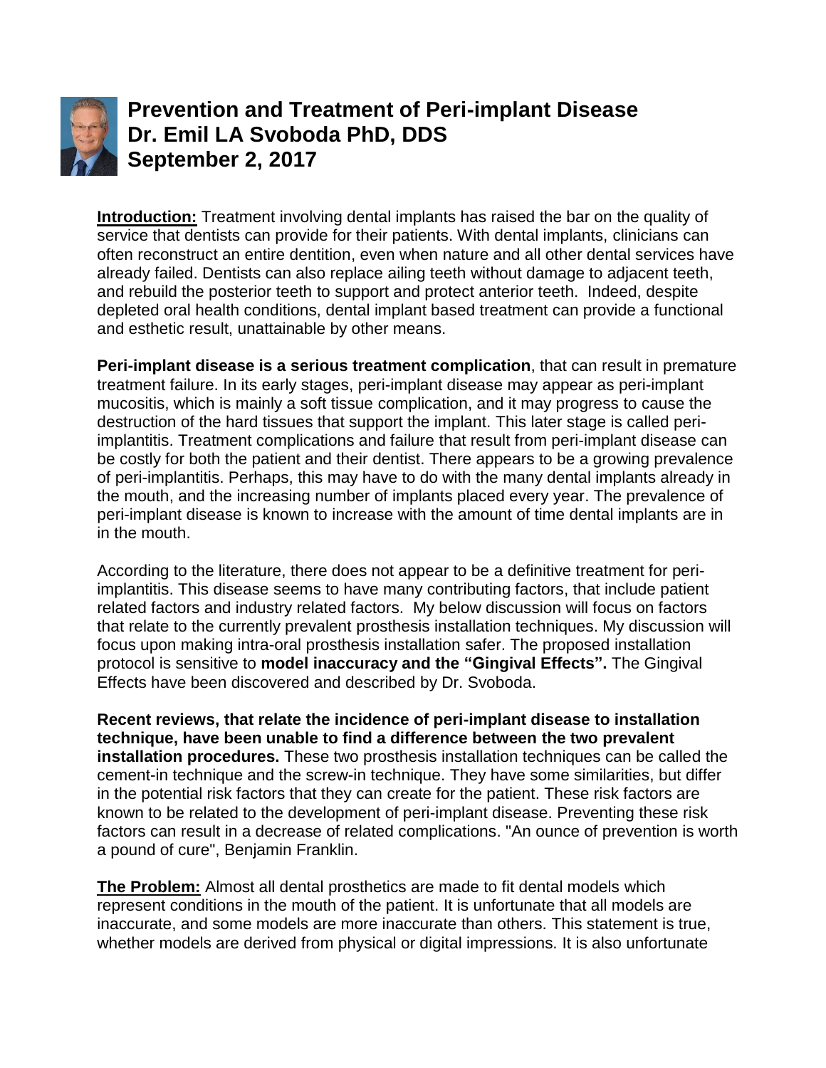# Prevention and Treatment of Peri-implant Disease
# Dr. Emil LA Svoboda PhD, DDS
# September 2, 2017

**Introduction:** Treatment involving dental implants has raised the bar on the quality of service that dentists can provide for their patients. With dental implants, clinicians can often reconstruct an entire dentition, even when nature and all other dental services have already failed. Dentists can also replace ailing teeth without damage to adjacent teeth, and rebuild the posterior teeth to support and protect anterior teeth. Indeed, despite depleted oral health conditions, dental implant based treatment can provide a functional and esthetic result, unattainable by other means.

**Peri-implant disease is a serious treatment complication**, that can result in premature treatment failure. In its early stages, peri-implant disease may appear as peri-implant mucositis, which is mainly a soft tissue complication, and it may progress to cause the destruction of the hard tissues that support the implant. This later stage is called peri-implantitis. Treatment complications and failure that result from peri-implant disease can be costly for both the patient and their dentist. There appears to be a growing prevalence of peri-implantitis. Perhaps, this may have to do with the many dental implants already in the mouth, and the increasing number of implants placed every year. The prevalence of peri-implant disease is known to increase with the amount of time dental implants are in in the mouth.

According to the literature, there does not appear to be a definitive treatment for peri-implantitis. This disease seems to have many contributing factors, that include patient related factors and industry related factors. My below discussion will focus on factors that relate to the currently prevalent prosthesis installation techniques. My discussion will focus upon making intra-oral prosthesis installation safer. The proposed installation protocol is sensitive to **model inaccuracy and the "Gingival Effects".** The Gingival Effects have been discovered and described by Dr. Svoboda.

**Recent reviews, that relate the incidence of peri-implant disease to installation technique, have been unable to find a difference between the two prevalent installation procedures.** These two prosthesis installation techniques can be called the cement-in technique and the screw-in technique. They have some similarities, but differ in the potential risk factors that they can create for the patient. These risk factors are known to be related to the development of peri-implant disease. Preventing these risk factors can result in a decrease of related complications. "An ounce of prevention is worth a pound of cure", Benjamin Franklin.

**The Problem:** Almost all dental prosthetics are made to fit dental models which represent conditions in the mouth of the patient. It is unfortunate that all models are inaccurate, and some models are more inaccurate than others. This statement is true, whether models are derived from physical or digital impressions. It is also unfortunate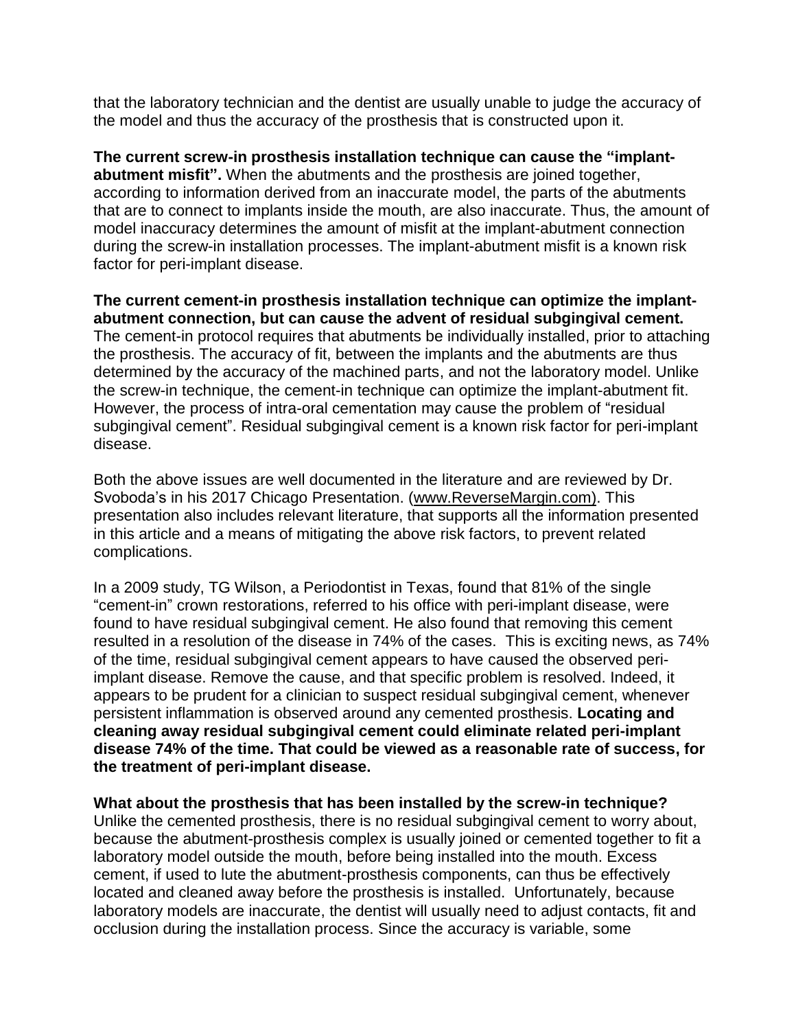that the laboratory technician and the dentist are usually unable to judge the accuracy of the model and thus the accuracy of the prosthesis that is constructed upon it.

**The current screw-in prosthesis installation technique can cause the "implant-abutment misfit".** When the abutments and the prosthesis are joined together, according to information derived from an inaccurate model, the parts of the abutments that are to connect to implants inside the mouth, are also inaccurate. Thus, the amount of model inaccuracy determines the amount of misfit at the implant-abutment connection during the screw-in installation processes. The implant-abutment misfit is a known risk factor for peri-implant disease.

**The current cement-in prosthesis installation technique can optimize the implant-abutment connection, but can cause the advent of residual subgingival cement.** The cement-in protocol requires that abutments be individually installed, prior to attaching the prosthesis. The accuracy of fit, between the implants and the abutments are thus determined by the accuracy of the machined parts, and not the laboratory model. Unlike the screw-in technique, the cement-in technique can optimize the implant-abutment fit. However, the process of intra-oral cementation may cause the problem of "residual subgingival cement". Residual subgingival cement is a known risk factor for peri-implant disease.

Both the above issues are well documented in the literature and are reviewed by Dr. Svoboda's in his 2017 Chicago Presentation. (www.ReverseMargin.com). This presentation also includes relevant literature, that supports all the information presented in this article and a means of mitigating the above risk factors, to prevent related complications.

In a 2009 study, TG Wilson, a Periodontist in Texas, found that 81% of the single "cement-in" crown restorations, referred to his office with peri-implant disease, were found to have residual subgingival cement. He also found that removing this cement resulted in a resolution of the disease in 74% of the cases. This is exciting news, as 74% of the time, residual subgingival cement appears to have caused the observed peri-implant disease. Remove the cause, and that specific problem is resolved. Indeed, it appears to be prudent for a clinician to suspect residual subgingival cement, whenever persistent inflammation is observed around any cemented prosthesis. **Locating and cleaning away residual subgingival cement could eliminate related peri-implant disease 74% of the time. That could be viewed as a reasonable rate of success, for the treatment of peri-implant disease.**

**What about the prosthesis that has been installed by the screw-in technique?** Unlike the cemented prosthesis, there is no residual subgingival cement to worry about, because the abutment-prosthesis complex is usually joined or cemented together to fit a laboratory model outside the mouth, before being installed into the mouth. Excess cement, if used to lute the abutment-prosthesis components, can thus be effectively located and cleaned away before the prosthesis is installed. Unfortunately, because laboratory models are inaccurate, the dentist will usually need to adjust contacts, fit and occlusion during the installation process. Since the accuracy is variable, some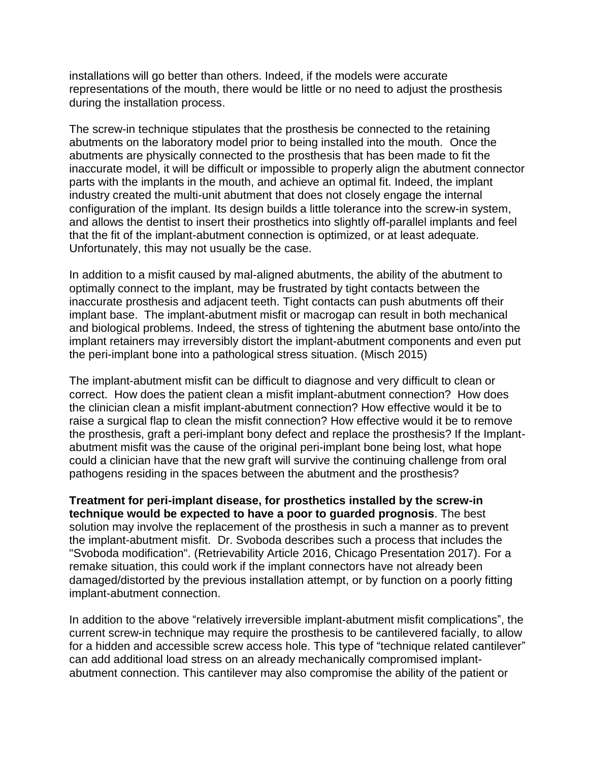installations will go better than others. Indeed, if the models were accurate representations of the mouth, there would be little or no need to adjust the prosthesis during the installation process.

The screw-in technique stipulates that the prosthesis be connected to the retaining abutments on the laboratory model prior to being installed into the mouth. Once the abutments are physically connected to the prosthesis that has been made to fit the inaccurate model, it will be difficult or impossible to properly align the abutment connector parts with the implants in the mouth, and achieve an optimal fit. Indeed, the implant industry created the multi-unit abutment that does not closely engage the internal configuration of the implant. Its design builds a little tolerance into the screw-in system, and allows the dentist to insert their prosthetics into slightly off-parallel implants and feel that the fit of the implant-abutment connection is optimized, or at least adequate. Unfortunately, this may not usually be the case.

In addition to a misfit caused by mal-aligned abutments, the ability of the abutment to optimally connect to the implant, may be frustrated by tight contacts between the inaccurate prosthesis and adjacent teeth. Tight contacts can push abutments off their implant base. The implant-abutment misfit or macrogap can result in both mechanical and biological problems. Indeed, the stress of tightening the abutment base onto/into the implant retainers may irreversibly distort the implant-abutment components and even put the peri-implant bone into a pathological stress situation. (Misch 2015)

The implant-abutment misfit can be difficult to diagnose and very difficult to clean or correct. How does the patient clean a misfit implant-abutment connection? How does the clinician clean a misfit implant-abutment connection? How effective would it be to raise a surgical flap to clean the misfit connection? How effective would it be to remove the prosthesis, graft a peri-implant bony defect and replace the prosthesis? If the Implant-abutment misfit was the cause of the original peri-implant bone being lost, what hope could a clinician have that the new graft will survive the continuing challenge from oral pathogens residing in the spaces between the abutment and the prosthesis?

**Treatment for peri-implant disease, for prosthetics installed by the screw-in technique would be expected to have a poor to guarded prognosis**. The best solution may involve the replacement of the prosthesis in such a manner as to prevent the implant-abutment misfit. Dr. Svoboda describes such a process that includes the "Svoboda modification". (Retrievability Article 2016, Chicago Presentation 2017). For a remake situation, this could work if the implant connectors have not already been damaged/distorted by the previous installation attempt, or by function on a poorly fitting implant-abutment connection.

In addition to the above "relatively irreversible implant-abutment misfit complications", the current screw-in technique may require the prosthesis to be cantilevered facially, to allow for a hidden and accessible screw access hole. This type of "technique related cantilever" can add additional load stress on an already mechanically compromised implant-abutment connection. This cantilever may also compromise the ability of the patient or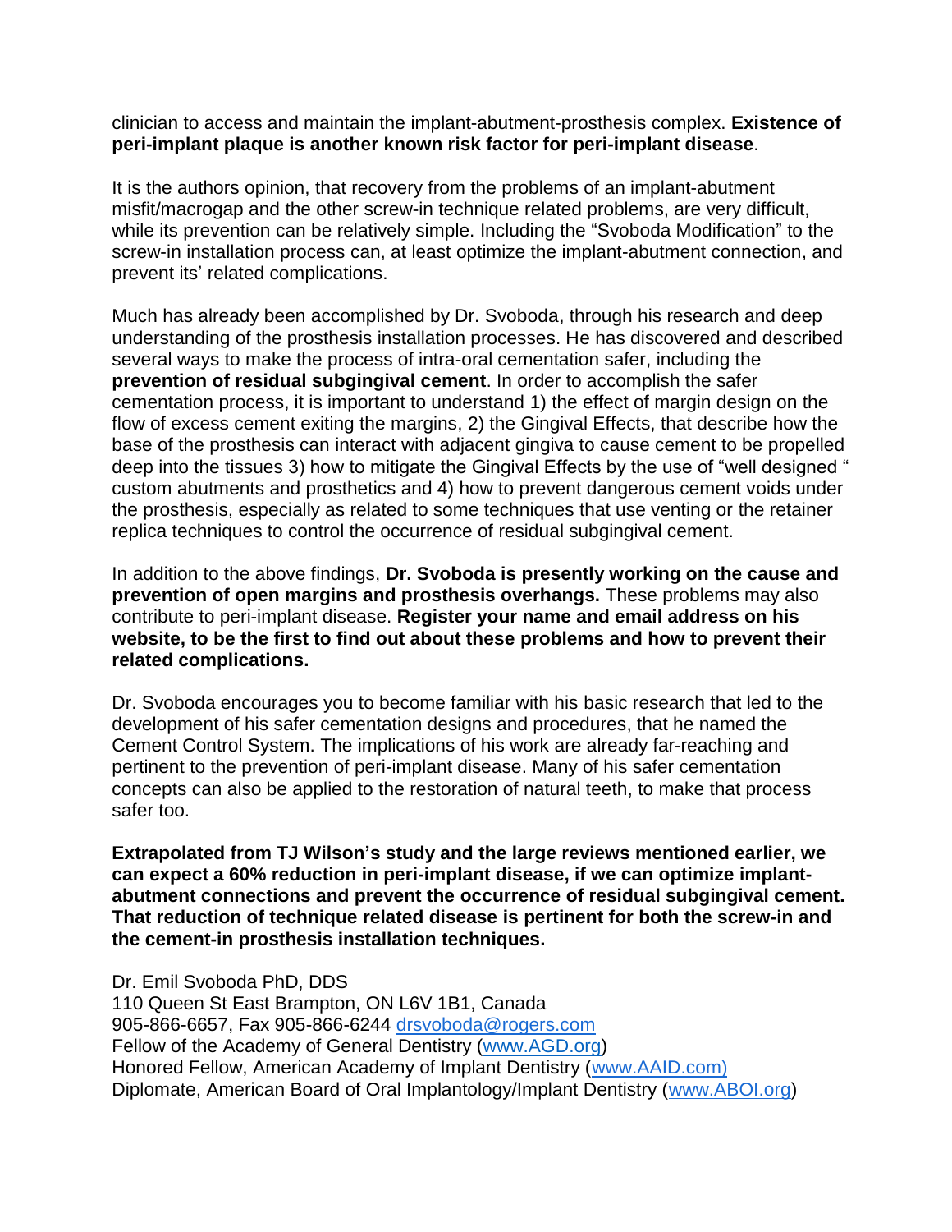clinician to access and maintain the implant-abutment-prosthesis complex. **Existence of peri-implant plaque is another known risk factor for peri-implant disease**.

It is the authors opinion, that recovery from the problems of an implant-abutment misfit/macrogap and the other screw-in technique related problems, are very difficult, while its prevention can be relatively simple. Including the "Svoboda Modification" to the screw-in installation process can, at least optimize the implant-abutment connection, and prevent its' related complications.

Much has already been accomplished by Dr. Svoboda, through his research and deep understanding of the prosthesis installation processes. He has discovered and described several ways to make the process of intra-oral cementation safer, including the **prevention of residual subgingival cement**. In order to accomplish the safer cementation process, it is important to understand 1) the effect of margin design on the flow of excess cement exiting the margins, 2) the Gingival Effects, that describe how the base of the prosthesis can interact with adjacent gingiva to cause cement to be propelled deep into the tissues 3) how to mitigate the Gingival Effects by the use of "well designed " custom abutments and prosthetics and 4) how to prevent dangerous cement voids under the prosthesis, especially as related to some techniques that use venting or the retainer replica techniques to control the occurrence of residual subgingival cement.

In addition to the above findings, **Dr. Svoboda is presently working on the cause and prevention of open margins and prosthesis overhangs.** These problems may also contribute to peri-implant disease. **Register your name and email address on his website, to be the first to find out about these problems and how to prevent their related complications.**

Dr. Svoboda encourages you to become familiar with his basic research that led to the development of his safer cementation designs and procedures, that he named the Cement Control System. The implications of his work are already far-reaching and pertinent to the prevention of peri-implant disease. Many of his safer cementation concepts can also be applied to the restoration of natural teeth, to make that process safer too.

**Extrapolated from TJ Wilson's study and the large reviews mentioned earlier, we can expect a 60% reduction in peri-implant disease, if we can optimize implant-abutment connections and prevent the occurrence of residual subgingival cement. That reduction of technique related disease is pertinent for both the screw-in and the cement-in prosthesis installation techniques.**

Dr. Emil Svoboda PhD, DDS
110 Queen St East Brampton, ON L6V 1B1, Canada
905-866-6657, Fax 905-866-6244 drsvoboda@rogers.com
Fellow of the Academy of General Dentistry (www.AGD.org)
Honored Fellow, American Academy of Implant Dentistry (www.AAID.com)
Diplomate, American Board of Oral Implantology/Implant Dentistry (www.ABOI.org)